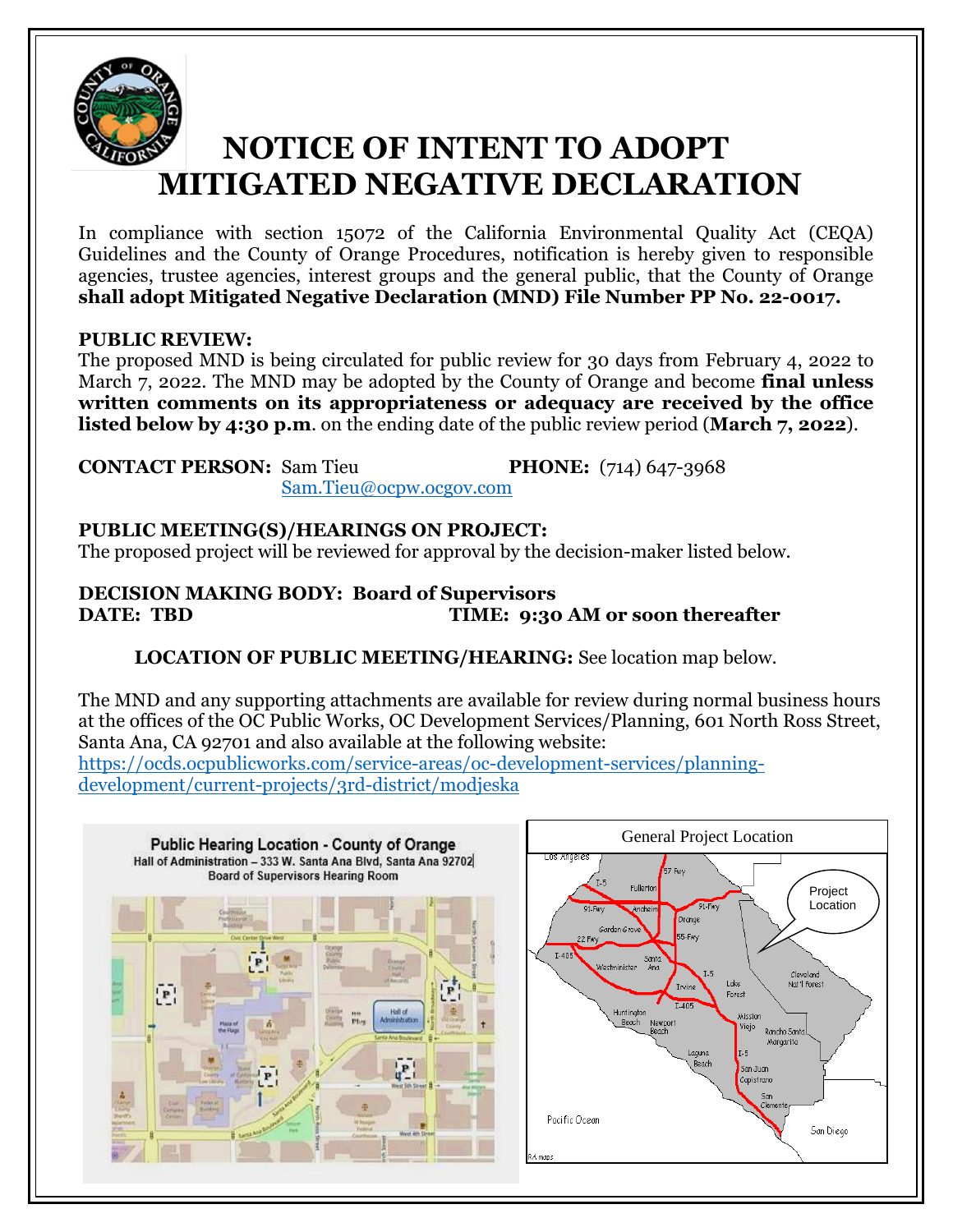# NOTICE OF INTENT TO ADOPT MITIGATED NEGATIVE DECLARATION

In compliance with section 15072 of the California Environmental Quality Act (CEQA) Guidelines and the County of Orange Procedures, notification is hereby given to responsible agencies, trustee agencies, interest groups and the general public, that the County of Orange **shall adopt Mitigated Negative Declaration (MND) File Number PP No. 22-0017.**

**PUBLIC REVIEW:**
The proposed MND is being circulated for public review for 30 days from February 4, 2022 to March 7, 2022. The MND may be adopted by the County of Orange and become **final unless written comments on its appropriateness or adequacy are received by the office listed below by 4:30 p.m**. on the ending date of the public review period (**March 7, 2022**).

**CONTACT PERSON:** Sam Tieu **PHONE:** (714) 647-3968
Sam.Tieu@ocpw.ocgov.com

**PUBLIC MEETING(S)/HEARINGS ON PROJECT:**
The proposed project will be reviewed for approval by the decision-maker listed below.

**DECISION MAKING BODY: Board of Supervisors**
**DATE: TBD** **TIME: 9:30 AM or soon thereafter**

**LOCATION OF PUBLIC MEETING/HEARING:** See location map below.

The MND and any supporting attachments are available for review during normal business hours at the offices of the OC Public Works, OC Development Services/Planning, 601 North Ross Street, Santa Ana, CA 92701 and also available at the following website:
https://ocds.ocpublicworks.com/service-areas/oc-development-services/planning-development/current-projects/3rd-district/modjeska

**Public Hearing Location - County of Orange**
Hall of Administration – 333 W. Santa Ana Blvd, Santa Ana 92702
Board of Supervisors Hearing Room

General Project Location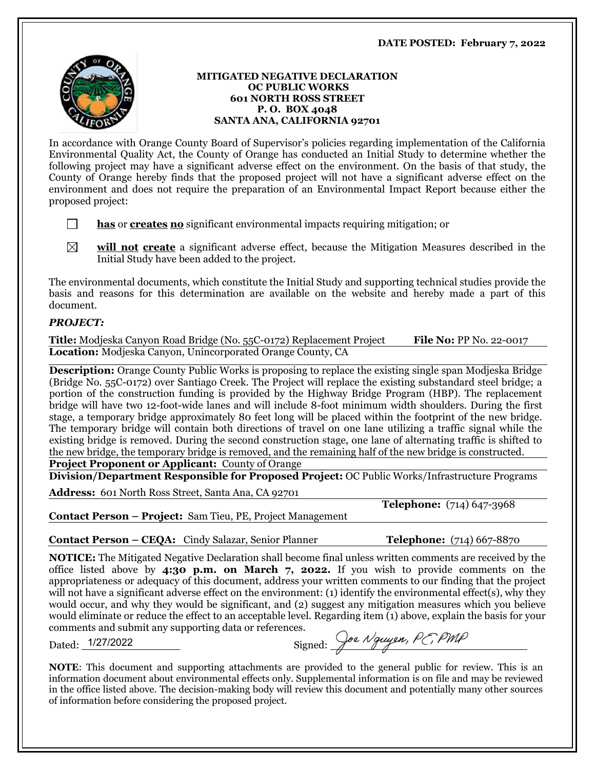**DATE POSTED: February 7, 2022**

**MITIGATED NEGATIVE DECLARATION**
**OC PUBLIC WORKS**
**601 NORTH ROSS STREET**
**P. O. BOX 4048**
**SANTA ANA, CALIFORNIA 92701**

In accordance with Orange County Board of Supervisor's policies regarding implementation of the California Environmental Quality Act, the County of Orange has conducted an Initial Study to determine whether the following project may have a significant adverse effect on the environment. On the basis of that study, the County of Orange hereby finds that the proposed project will not have a significant adverse effect on the environment and does not require the preparation of an Environmental Impact Report because either the proposed project:

☐ **has** or **creates no** significant environmental impacts requiring mitigation; or

☒ **will not create** a significant adverse effect, because the Mitigation Measures described in the Initial Study have been added to the project.

The environmental documents, which constitute the Initial Study and supporting technical studies provide the basis and reasons for this determination are available on the website and hereby made a part of this document.

***PROJECT:***

**Title:** Modjeska Canyon Road Bridge (No. 55C-0172) Replacement Project **File No:** PP No. 22-0017

**Location:** Modjeska Canyon, Unincorporated Orange County, CA

**Description:** Orange County Public Works is proposing to replace the existing single span Modjeska Bridge (Bridge No. 55C-0172) over Santiago Creek. The Project will replace the existing substandard steel bridge; a portion of the construction funding is provided by the Highway Bridge Program (HBP). The replacement bridge will have two 12-foot-wide lanes and will include 8-foot minimum width shoulders. During the first stage, a temporary bridge approximately 80 feet long will be placed within the footprint of the new bridge. The temporary bridge will contain both directions of travel on one lane utilizing a traffic signal while the existing bridge is removed. During the second construction stage, one lane of alternating traffic is shifted to the new bridge, the temporary bridge is removed, and the remaining half of the new bridge is constructed.

**Project Proponent or Applicant:** County of Orange

**Division/Department Responsible for Proposed Project:** OC Public Works/Infrastructure Programs

**Address:** 601 North Ross Street, Santa Ana, CA 92701

**Telephone:** (714) 647-3968

**Contact Person – Project:** Sam Tieu, PE, Project Management

**Contact Person – CEQA:** Cindy Salazar, Senior Planner **Telephone:** (714) 667-8870

**NOTICE:** The Mitigated Negative Declaration shall become final unless written comments are received by the office listed above by **4:30 p.m. on March 7, 2022.** If you wish to provide comments on the appropriateness or adequacy of this document, address your written comments to our finding that the project will not have a significant adverse effect on the environment: (1) identify the environmental effect(s), why they would occur, and why they would be significant, and (2) suggest any mitigation measures which you believe would eliminate or reduce the effect to an acceptable level. Regarding item (1) above, explain the basis for your comments and submit any supporting data or references.

Dated: 1/27/2022 Signed: Joe Nguyen, PE, PMP

**NOTE**: This document and supporting attachments are provided to the general public for review. This is an information document about environmental effects only. Supplemental information is on file and may be reviewed in the office listed above. The decision-making body will review this document and potentially many other sources of information before considering the proposed project.